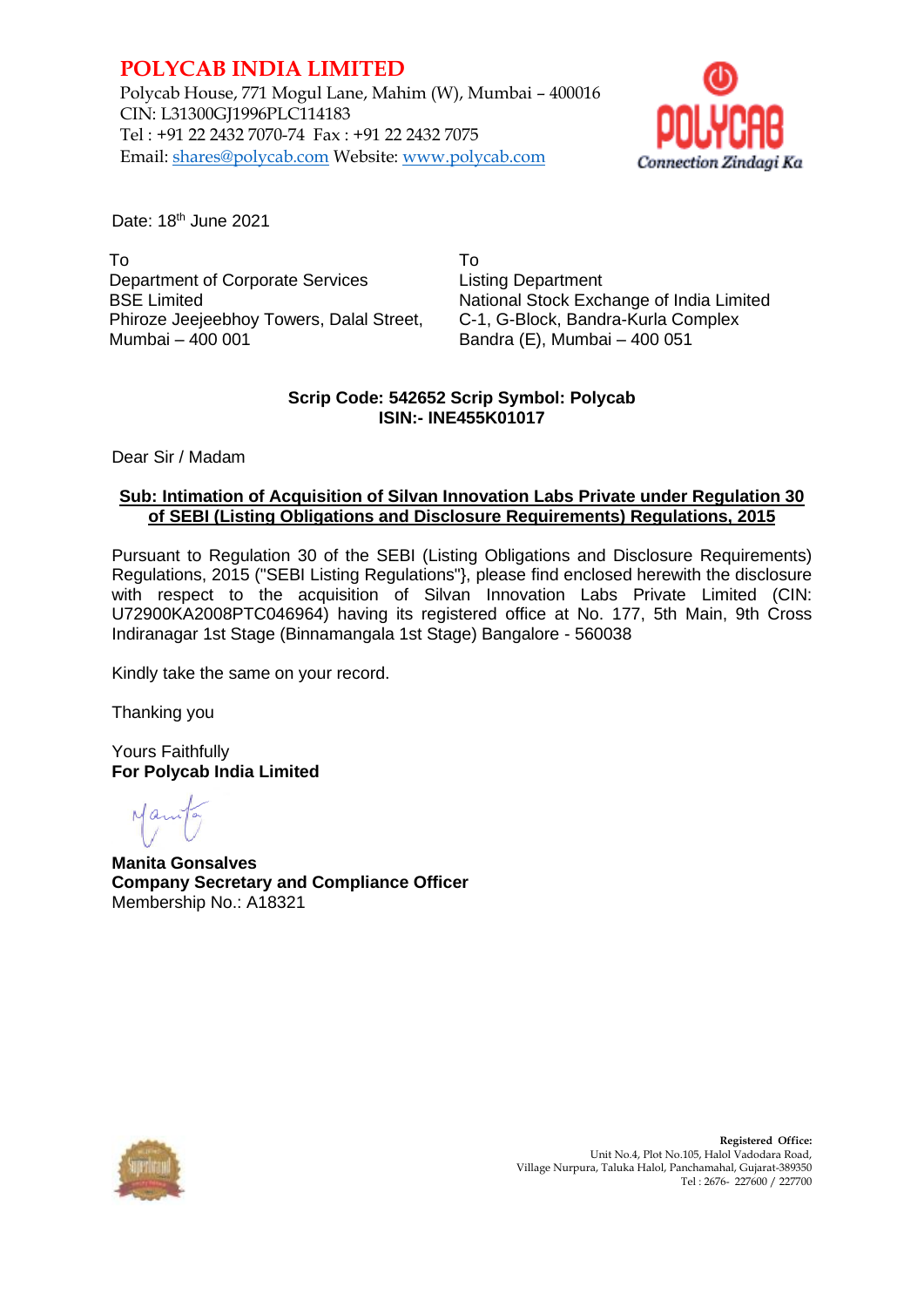# POLYCAB INDIA LIMITED

Polycab House, 771 Mogul Lane, Mahim (W), Mumbai – 400016
CIN: L31300GJ1996PLC114183
Tel : +91 22 2432 7070-74 Fax : +91 22 2432 7075
Email: shares@polycab.com Website: www.polycab.com

POLYCAB
Connection Zindagi Ka

Date: 18th June 2021

To
Department of Corporate Services
BSE Limited
Phiroze Jeejeebhoy Towers, Dalal Street,
Mumbai – 400 001

To
Listing Department
National Stock Exchange of India Limited
C-1, G-Block, Bandra-Kurla Complex
Bandra (E), Mumbai – 400 051

**Scrip Code: 542652 Scrip Symbol: Polycab**
**ISIN:- INE455K01017**

Dear Sir / Madam

**<u>Sub: Intimation of Acquisition of Silvan Innovation Labs Private under Regulation 30 of SEBI (Listing Obligations and Disclosure Requirements) Regulations, 2015</u>**

Pursuant to Regulation 30 of the SEBI (Listing Obligations and Disclosure Requirements) Regulations, 2015 ("SEBI Listing Regulations"}, please find enclosed herewith the disclosure with respect to the acquisition of Silvan Innovation Labs Private Limited (CIN: U72900KA2008PTC046964) having its registered office at No. 177, 5th Main, 9th Cross Indiranagar 1st Stage (Binnamangala 1st Stage) Bangalore - 560038

Kindly take the same on your record.

Thanking you

Yours Faithfully
**For Polycab India Limited**

**Manita Gonsalves**
**Company Secretary and Compliance Officer**
Membership No.: A18321

**Registered Office:**
Unit No.4, Plot No.105, Halol Vadodara Road,
Village Nurpura, Taluka Halol, Panchamahal, Gujarat-389350
Tel : 2676- 227600 / 227700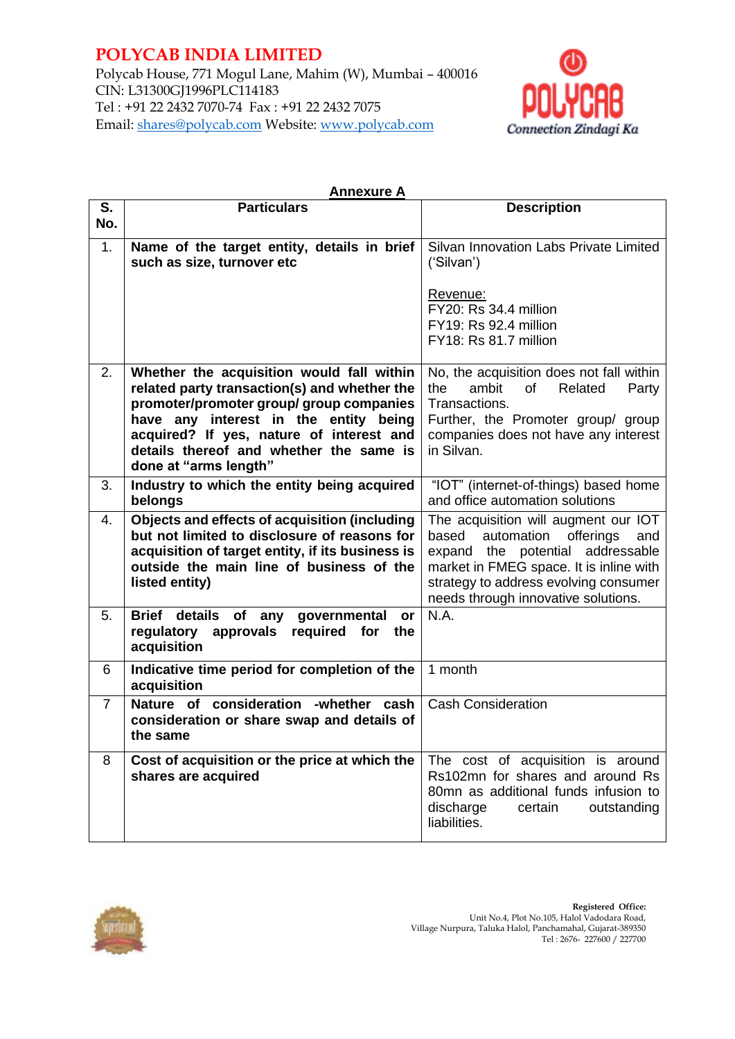# POLYCAB INDIA LIMITED

Polycab House, 771 Mogul Lane, Mahim (W), Mumbai – 400016
CIN: L31300GJ1996PLC114183
Tel : +91 22 2432 7070-74 Fax : +91 22 2432 7075
Email: shares@polycab.com Website: www.polycab.com

## Annexure A

| S. No. | Particulars | Description |
|---|---|---|
| 1. | **Name of the target entity, details in brief such as size, turnover etc** | Silvan Innovation Labs Private Limited ('Silvan')<br><br>Revenue:<br>FY20: Rs 34.4 million<br>FY19: Rs 92.4 million<br>FY18: Rs 81.7 million |
| 2. | **Whether the acquisition would fall within related party transaction(s) and whether the promoter/promoter group/ group companies have any interest in the entity being acquired? If yes, nature of interest and details thereof and whether the same is done at "arms length"** | No, the acquisition does not fall within the ambit of Related Party Transactions.<br>Further, the Promoter group/ group companies does not have any interest in Silvan. |
| 3. | **Industry to which the entity being acquired belongs** | "IOT" (internet-of-things) based home and office automation solutions |
| 4. | **Objects and effects of acquisition (including but not limited to disclosure of reasons for acquisition of target entity, if its business is outside the main line of business of the listed entity)** | The acquisition will augment our IOT based automation offerings and expand the potential addressable market in FMEG space. It is inline with strategy to address evolving consumer needs through innovative solutions. |
| 5. | **Brief details of any governmental or regulatory approvals required for the acquisition** | N.A. |
| 6 | **Indicative time period for completion of the acquisition** | 1 month |
| 7 | **Nature of consideration -whether cash consideration or share swap and details of the same** | Cash Consideration |
| 8 | **Cost of acquisition or the price at which the shares are acquired** | The cost of acquisition is around Rs102mn for shares and around Rs 80mn as additional funds infusion to discharge certain outstanding liabilities. |

**Registered Office:**
Unit No.4, Plot No.105, Halol Vadodara Road,
Village Nurpura, Taluka Halol, Panchamahal, Gujarat-389350
Tel : 2676- 227600 / 227700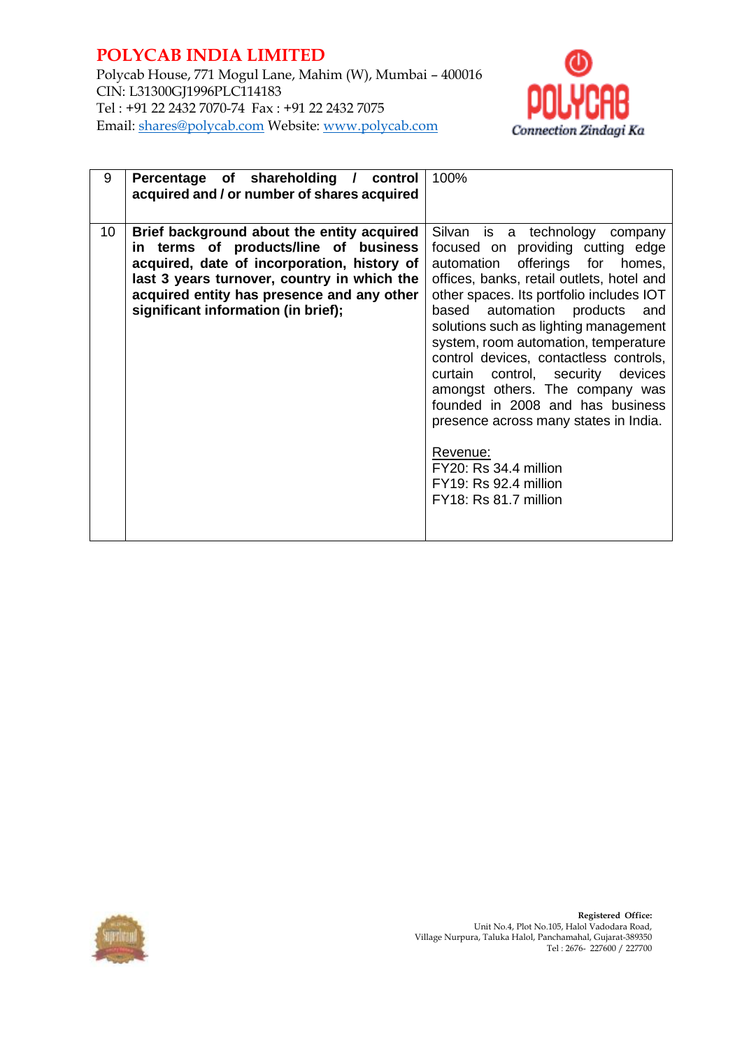| 9 | **Percentage of shareholding / control acquired and / or number of shares acquired** | 100% |
|---|---|---|
| 10 | **Brief background about the entity acquired in terms of products/line of business acquired, date of incorporation, history of last 3 years turnover, country in which the acquired entity has presence and any other significant information (in brief);** | Silvan is a technology company focused on providing cutting edge automation offerings for homes, offices, banks, retail outlets, hotel and other spaces. Its portfolio includes IOT based automation products and solutions such as lighting management system, room automation, temperature control devices, contactless controls, curtain control, security devices amongst others. The company was founded in 2008 and has business presence across many states in India.<br><br>Revenue:<br>FY20: Rs 34.4 million<br>FY19: Rs 92.4 million<br>FY18: Rs 81.7 million |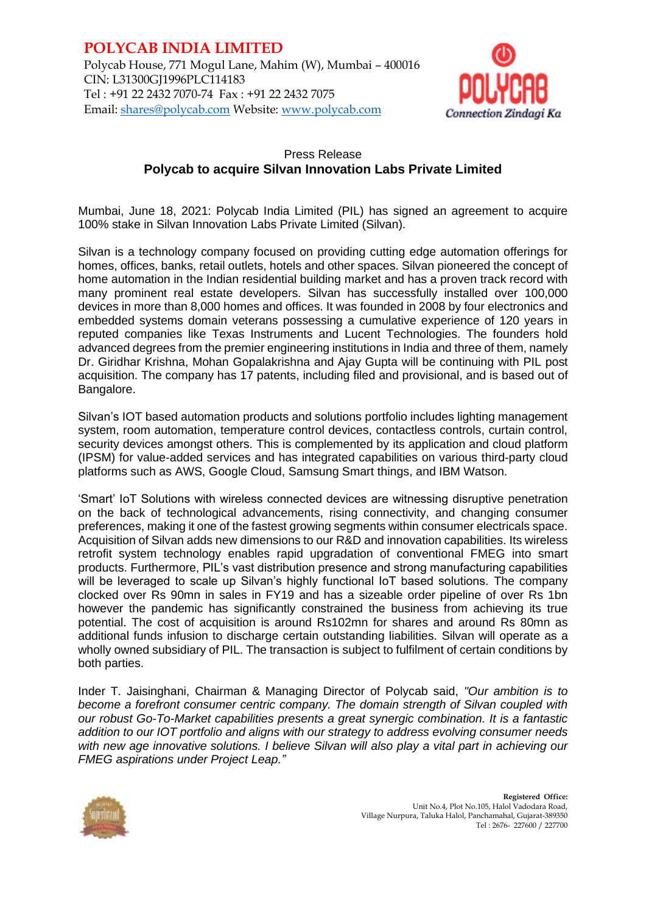**POLYCAB INDIA LIMITED**
Polycab House, 771 Mogul Lane, Mahim (W), Mumbai – 400016
CIN: L31300GJ1996PLC114183
Tel : +91 22 2432 7070-74 Fax : +91 22 2432 7075
Email: shares@polycab.com Website: www.polycab.com

Press Release

**Polycab to acquire Silvan Innovation Labs Private Limited**

Mumbai, June 18, 2021: Polycab India Limited (PIL) has signed an agreement to acquire 100% stake in Silvan Innovation Labs Private Limited (Silvan).

Silvan is a technology company focused on providing cutting edge automation offerings for homes, offices, banks, retail outlets, hotels and other spaces. Silvan pioneered the concept of home automation in the Indian residential building market and has a proven track record with many prominent real estate developers. Silvan has successfully installed over 100,000 devices in more than 8,000 homes and offices. It was founded in 2008 by four electronics and embedded systems domain veterans possessing a cumulative experience of 120 years in reputed companies like Texas Instruments and Lucent Technologies. The founders hold advanced degrees from the premier engineering institutions in India and three of them, namely Dr. Giridhar Krishna, Mohan Gopalakrishna and Ajay Gupta will be continuing with PIL post acquisition. The company has 17 patents, including filed and provisional, and is based out of Bangalore.

Silvan's IOT based automation products and solutions portfolio includes lighting management system, room automation, temperature control devices, contactless controls, curtain control, security devices amongst others. This is complemented by its application and cloud platform (IPSM) for value-added services and has integrated capabilities on various third-party cloud platforms such as AWS, Google Cloud, Samsung Smart things, and IBM Watson.

'Smart' IoT Solutions with wireless connected devices are witnessing disruptive penetration on the back of technological advancements, rising connectivity, and changing consumer preferences, making it one of the fastest growing segments within consumer electricals space. Acquisition of Silvan adds new dimensions to our R&D and innovation capabilities. Its wireless retrofit system technology enables rapid upgradation of conventional FMEG into smart products. Furthermore, PIL's vast distribution presence and strong manufacturing capabilities will be leveraged to scale up Silvan's highly functional IoT based solutions. The company clocked over Rs 90mn in sales in FY19 and has a sizeable order pipeline of over Rs 1bn however the pandemic has significantly constrained the business from achieving its true potential. The cost of acquisition is around Rs102mn for shares and around Rs 80mn as additional funds infusion to discharge certain outstanding liabilities. Silvan will operate as a wholly owned subsidiary of PIL. The transaction is subject to fulfilment of certain conditions by both parties.

Inder T. Jaisinghani, Chairman & Managing Director of Polycab said, *"Our ambition is to become a forefront consumer centric company. The domain strength of Silvan coupled with our robust Go-To-Market capabilities presents a great synergic combination. It is a fantastic addition to our IOT portfolio and aligns with our strategy to address evolving consumer needs with new age innovative solutions. I believe Silvan will also play a vital part in achieving our FMEG aspirations under Project Leap."*

**Registered Office:**
Unit No.4, Plot No.105, Halol Vadodara Road,
Village Nurpura, Taluka Halol, Panchamahal, Gujarat-389350
Tel : 2676- 227600 / 227700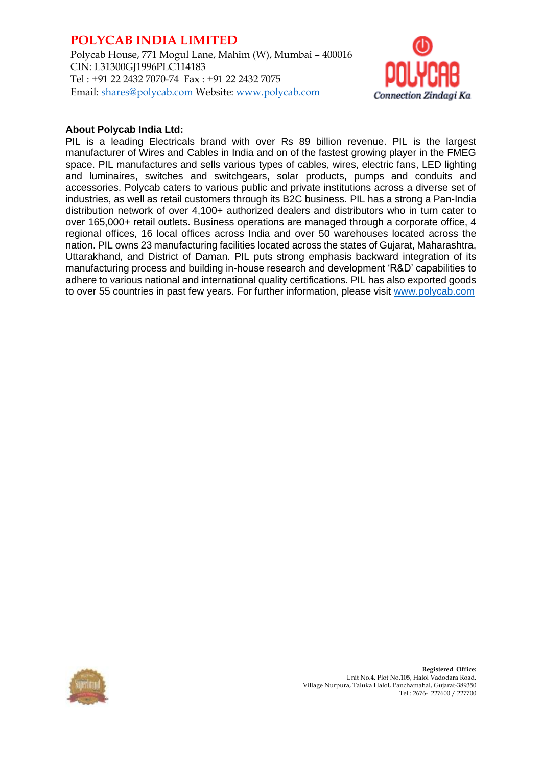**POLYCAB INDIA LIMITED**

Polycab House, 771 Mogul Lane, Mahim (W), Mumbai – 400016
CIN: L31300GJ1996PLC114183
Tel : +91 22 2432 7070-74 Fax : +91 22 2432 7075
Email: shares@polycab.com Website: www.polycab.com

**About Polycab India Ltd:**

PIL is a leading Electricals brand with over Rs 89 billion revenue. PIL is the largest manufacturer of Wires and Cables in India and on of the fastest growing player in the FMEG space. PIL manufactures and sells various types of cables, wires, electric fans, LED lighting and luminaires, switches and switchgears, solar products, pumps and conduits and accessories. Polycab caters to various public and private institutions across a diverse set of industries, as well as retail customers through its B2C business. PIL has a strong a Pan-India distribution network of over 4,100+ authorized dealers and distributors who in turn cater to over 165,000+ retail outlets. Business operations are managed through a corporate office, 4 regional offices, 16 local offices across India and over 50 warehouses located across the nation. PIL owns 23 manufacturing facilities located across the states of Gujarat, Maharashtra, Uttarakhand, and District of Daman. PIL puts strong emphasis backward integration of its manufacturing process and building in-house research and development 'R&D' capabilities to adhere to various national and international quality certifications. PIL has also exported goods to over 55 countries in past few years. For further information, please visit www.polycab.com

**Registered Office:**
Unit No.4, Plot No.105, Halol Vadodara Road,
Village Nurpura, Taluka Halol, Panchamahal, Gujarat-389350
Tel : 2676- 227600 / 227700